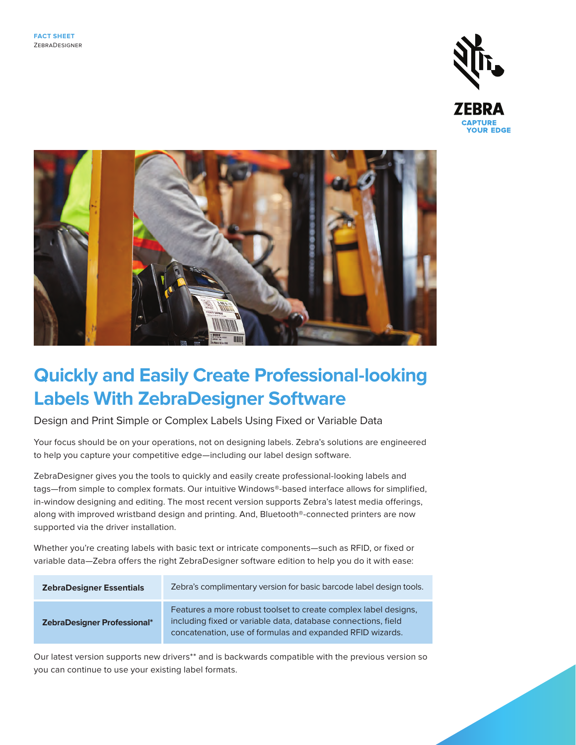FACT SHEET
ZEBRADESIGNER

# Quickly and Easily Create Professional-looking Labels With ZebraDesigner Software

## Design and Print Simple or Complex Labels Using Fixed or Variable Data

Your focus should be on your operations, not on designing labels. Zebra's solutions are engineered to help you capture your competitive edge—including our label design software.

ZebraDesigner gives you the tools to quickly and easily create professional-looking labels and tags—from simple to complex formats. Our intuitive Windows®-based interface allows for simplified, in-window designing and editing. The most recent version supports Zebra's latest media offerings, along with improved wristband design and printing. And, Bluetooth®-connected printers are now supported via the driver installation.

Whether you're creating labels with basic text or intricate components—such as RFID, or fixed or variable data—Zebra offers the right ZebraDesigner software edition to help you do it with ease:

| | |
|---|---|
| **ZebraDesigner Essentials** | Zebra's complimentary version for basic barcode label design tools. |
| **ZebraDesigner Professional*** | Features a more robust toolset to create complex label designs, including fixed or variable data, database connections, field concatenation, use of formulas and expanded RFID wizards. |

Our latest version supports new drivers** and is backwards compatible with the previous version so you can continue to use your existing label formats.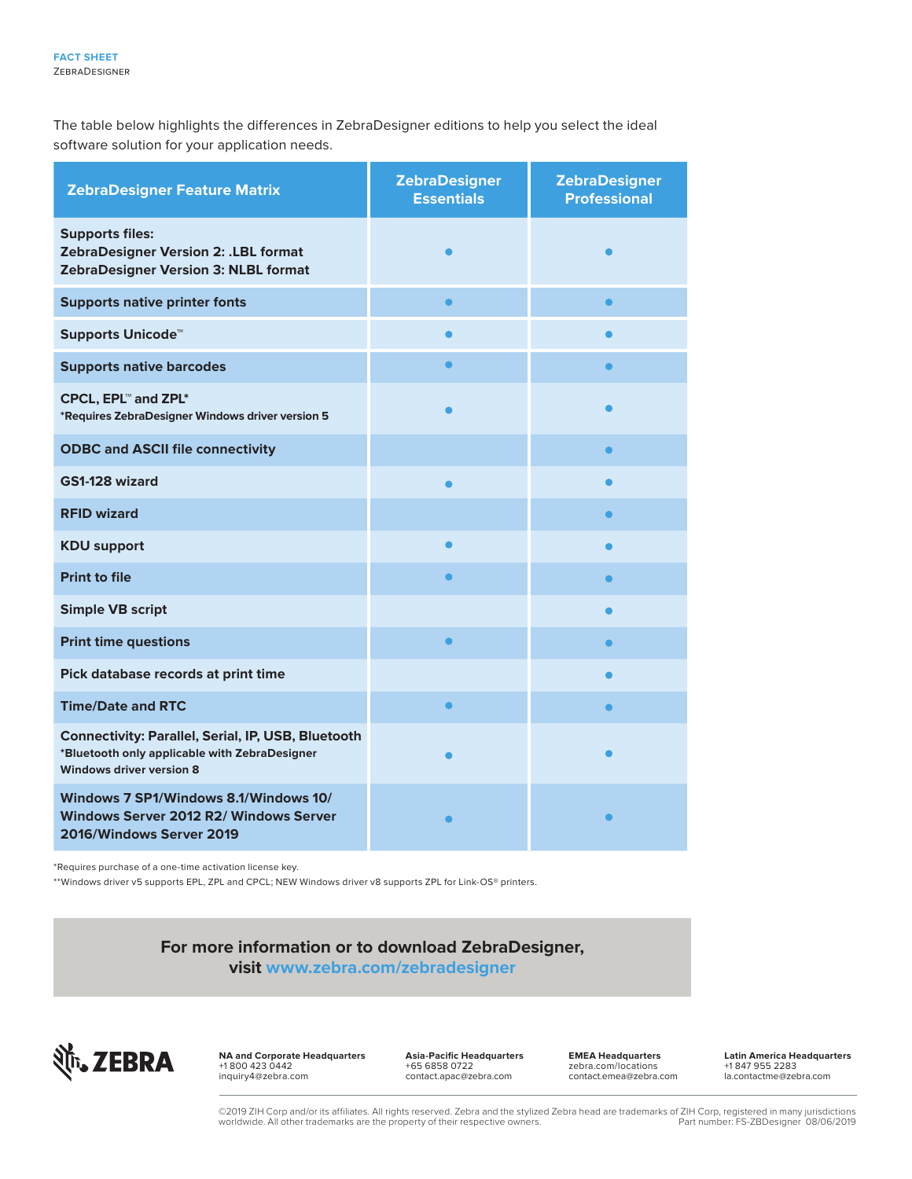The table below highlights the differences in ZebraDesigner editions to help you select the ideal software solution for your application needs.

| ZebraDesigner Feature Matrix | ZebraDesigner Essentials | ZebraDesigner Professional |
|---|---|---|
| **Supports files:** **ZebraDesigner Version 2: .LBL format** **ZebraDesigner Version 3: NLBL format** | • | • |
| **Supports native printer fonts** | • | • |
| **Supports Unicode™** | • | • |
| **Supports native barcodes** | • | • |
| **CPCL, EPL™ and ZPL*** *Requires ZebraDesigner Windows driver version 5 | • | • |
| **ODBC and ASCII file connectivity** | | • |
| **GS1-128 wizard** | • | • |
| **RFID wizard** | | • |
| **KDU support** | • | • |
| **Print to file** | • | • |
| **Simple VB script** | | • |
| **Print time questions** | • | • |
| **Pick database records at print time** | | • |
| **Time/Date and RTC** | • | • |
| **Connectivity: Parallel, Serial, IP, USB, Bluetooth** *Bluetooth only applicable with ZebraDesigner Windows driver version 8 | • | • |
| **Windows 7 SP1/Windows 8.1/Windows 10/ Windows Server 2012 R2/ Windows Server 2016/Windows Server 2019** | • | • |

*Requires purchase of a one-time activation license key.

**Windows driver v5 supports EPL, ZPL and CPCL; NEW Windows driver v8 supports ZPL for Link-OS® printers.

**For more information or to download ZebraDesigner, visit www.zebra.com/zebradesigner**

**NA and Corporate Headquarters**
+1 800 423 0442
inquiry4@zebra.com

**Asia-Pacific Headquarters**
+65 6858 0722
contact.apac@zebra.com

**EMEA Headquarters**
zebra.com/locations
contact.emea@zebra.com

**Latin America Headquarters**
+1 847 955 2283
la.contactme@zebra.com

©2019 ZIH Corp and/or its affiliates. All rights reserved. Zebra and the stylized Zebra head are trademarks of ZIH Corp, registered in many jurisdictions worldwide. All other trademarks are the property of their respective owners. Part number: FS-ZBDesigner 08/06/2019